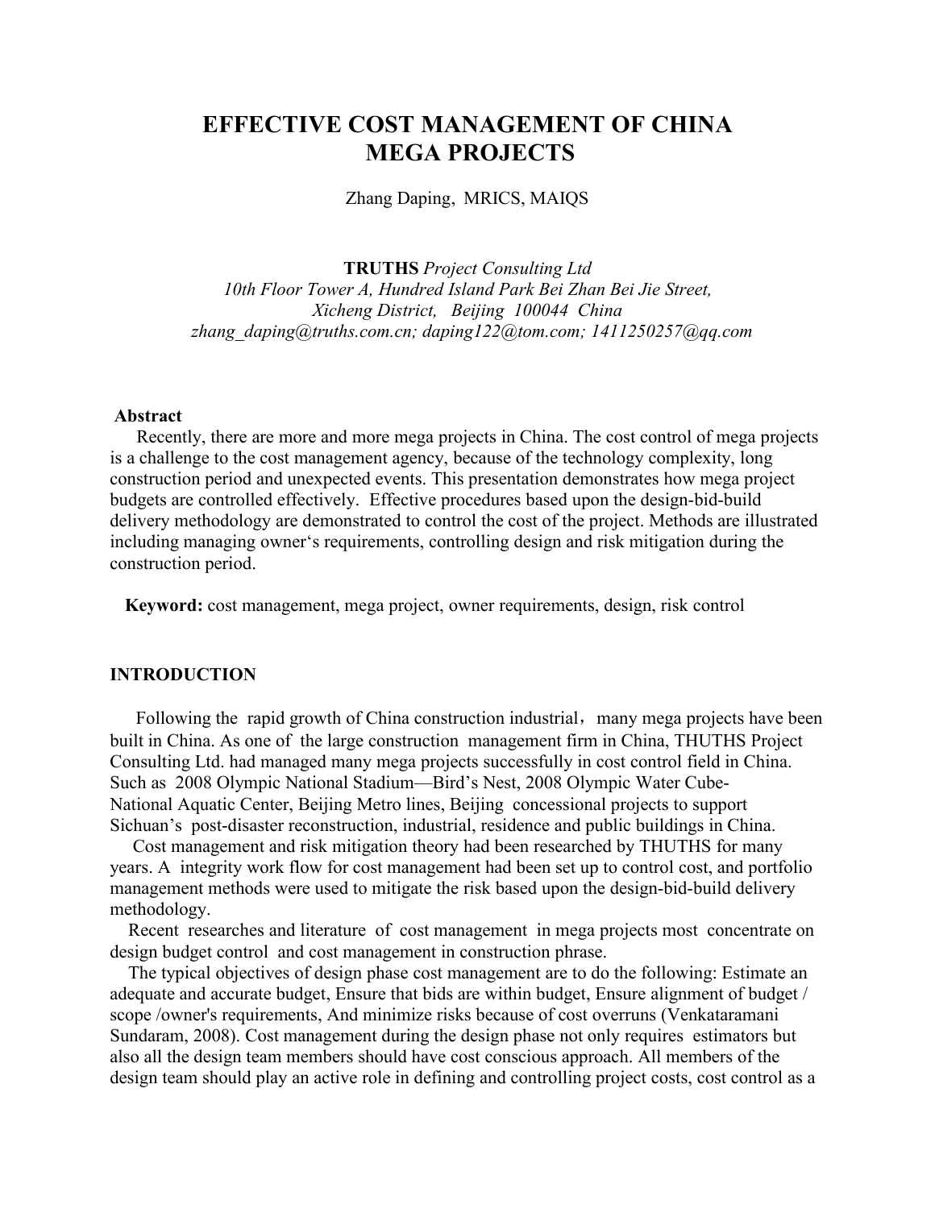# EFFECTIVE COST MANAGEMENT OF CHINA MEGA PROJECTS

Zhang Daping, MRICS, MAIQS

**TRUTHS** *Project Consulting Ltd*
*10th Floor Tower A, Hundred Island Park Bei Zhan Bei Jie Street,*
*Xicheng District, Beijing 100044 China*
*zhang_daping@truths.com.cn; daping122@tom.com; 1411250257@qq.com*

**Abstract**

Recently, there are more and more mega projects in China. The cost control of mega projects is a challenge to the cost management agency, because of the technology complexity, long construction period and unexpected events. This presentation demonstrates how mega project budgets are controlled effectively. Effective procedures based upon the design-bid-build delivery methodology are demonstrated to control the cost of the project. Methods are illustrated including managing owner's requirements, controlling design and risk mitigation during the construction period.

**Keyword:** cost management, mega project, owner requirements, design, risk control

## INTRODUCTION

Following the rapid growth of China construction industrial，many mega projects have been built in China. As one of the large construction management firm in China, THUTHS Project Consulting Ltd. had managed many mega projects successfully in cost control field in China. Such as 2008 Olympic National Stadium—Bird's Nest, 2008 Olympic Water Cube-National Aquatic Center, Beijing Metro lines, Beijing concessional projects to support Sichuan's post-disaster reconstruction, industrial, residence and public buildings in China.

Cost management and risk mitigation theory had been researched by THUTHS for many years. A integrity work flow for cost management had been set up to control cost, and portfolio management methods were used to mitigate the risk based upon the design-bid-build delivery methodology.

Recent researches and literature of cost management in mega projects most concentrate on design budget control and cost management in construction phrase.

The typical objectives of design phase cost management are to do the following: Estimate an adequate and accurate budget, Ensure that bids are within budget, Ensure alignment of budget / scope /owner's requirements, And minimize risks because of cost overruns (Venkataramani Sundaram, 2008). Cost management during the design phase not only requires estimators but also all the design team members should have cost conscious approach. All members of the design team should play an active role in defining and controlling project costs, cost control as a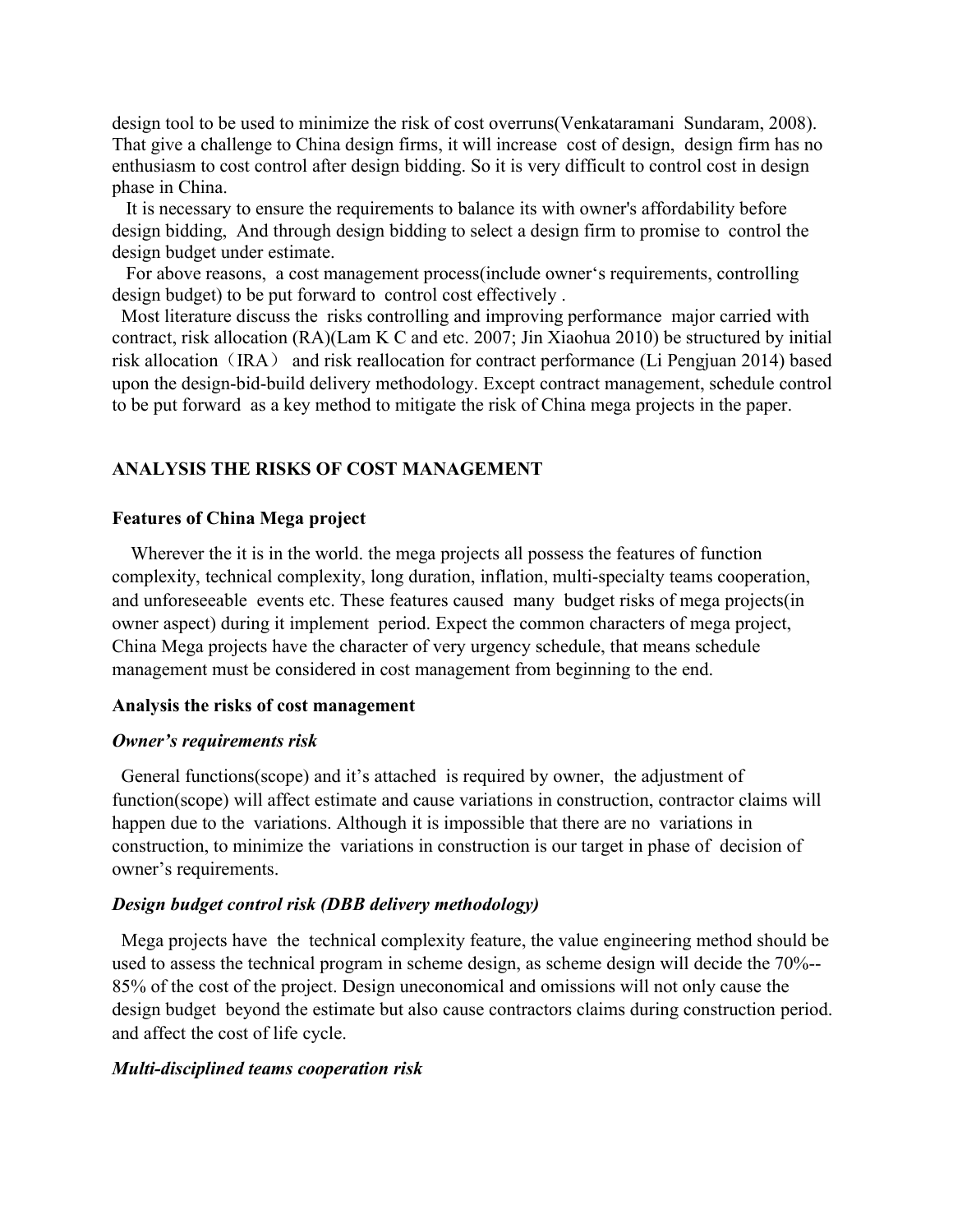design tool to be used to minimize the risk of cost overruns(Venkataramani Sundaram, 2008). That give a challenge to China design firms, it will increase cost of design, design firm has no enthusiasm to cost control after design bidding. So it is very difficult to control cost in design phase in China.

It is necessary to ensure the requirements to balance its with owner's affordability before design bidding, And through design bidding to select a design firm to promise to control the design budget under estimate.

For above reasons, a cost management process(include owner's requirements, controlling design budget) to be put forward to control cost effectively .

Most literature discuss the risks controlling and improving performance major carried with contract, risk allocation (RA)(Lam K C and etc. 2007; Jin Xiaohua 2010) be structured by initial risk allocation（IRA） and risk reallocation for contract performance (Li Pengjuan 2014) based upon the design-bid-build delivery methodology. Except contract management, schedule control to be put forward as a key method to mitigate the risk of China mega projects in the paper.

## ANALYSIS THE RISKS OF COST MANAGEMENT

### Features of China Mega project

Wherever the it is in the world. the mega projects all possess the features of function complexity, technical complexity, long duration, inflation, multi-specialty teams cooperation, and unforeseeable events etc. These features caused many budget risks of mega projects(in owner aspect) during it implement period. Expect the common characters of mega project, China Mega projects have the character of very urgency schedule, that means schedule management must be considered in cost management from beginning to the end.

### Analysis the risks of cost management

#### *Owner's requirements risk*

General functions(scope) and it's attached is required by owner, the adjustment of function(scope) will affect estimate and cause variations in construction, contractor claims will happen due to the variations. Although it is impossible that there are no variations in construction, to minimize the variations in construction is our target in phase of decision of owner's requirements.

#### *Design budget control risk (DBB delivery methodology)*

Mega projects have the technical complexity feature, the value engineering method should be used to assess the technical program in scheme design, as scheme design will decide the 70%--85% of the cost of the project. Design uneconomical and omissions will not only cause the design budget beyond the estimate but also cause contractors claims during construction period. and affect the cost of life cycle.

#### *Multi-disciplined teams cooperation risk*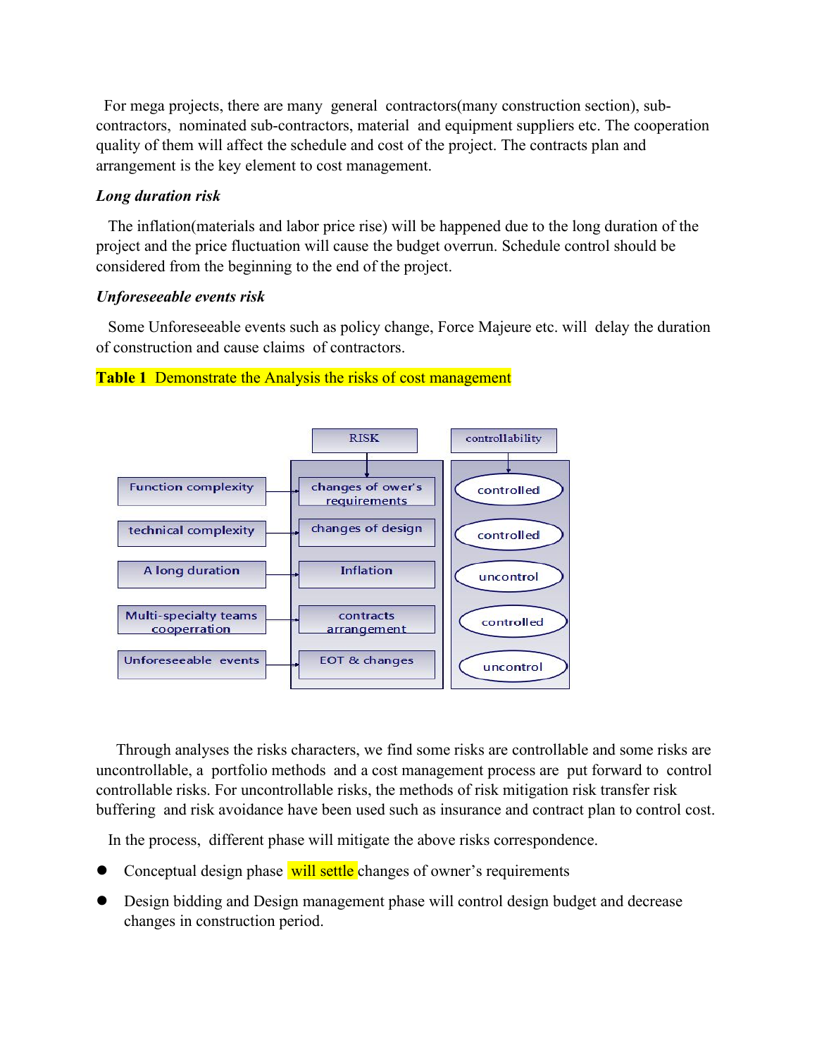For mega projects, there are many general contractors(many construction section), sub-contractors, nominated sub-contractors, material and equipment suppliers etc. The cooperation quality of them will affect the schedule and cost of the project. The contracts plan and arrangement is the key element to cost management.

***Long duration risk***

The inflation(materials and labor price rise) will be happened due to the long duration of the project and the price fluctuation will cause the budget overrun. Schedule control should be considered from the beginning to the end of the project.

***Unforeseeable events risk***

Some Unforeseeable events such as policy change, Force Majeure etc. will delay the duration of construction and cause claims of contractors.

**Table 1** Demonstrate the Analysis the risks of cost management

| | RISK | controllability |
|---|---|---|
| Function complexity | changes of ower's requirements | controlled |
| technical complexity | changes of design | controlled |
| A long duration | Inflation | uncontrol |
| Multi-specialty teams cooperration | contracts arrangement | controlled |
| Unforeseeable events | EOT & changes | uncontrol |

Through analyses the risks characters, we find some risks are controllable and some risks are uncontrollable, a portfolio methods and a cost management process are put forward to control controllable risks. For uncontrollable risks, the methods of risk mitigation risk transfer risk buffering and risk avoidance have been used such as insurance and contract plan to control cost.

In the process, different phase will mitigate the above risks correspondence.

- Conceptual design phase will settle changes of owner's requirements
- Design bidding and Design management phase will control design budget and decrease changes in construction period.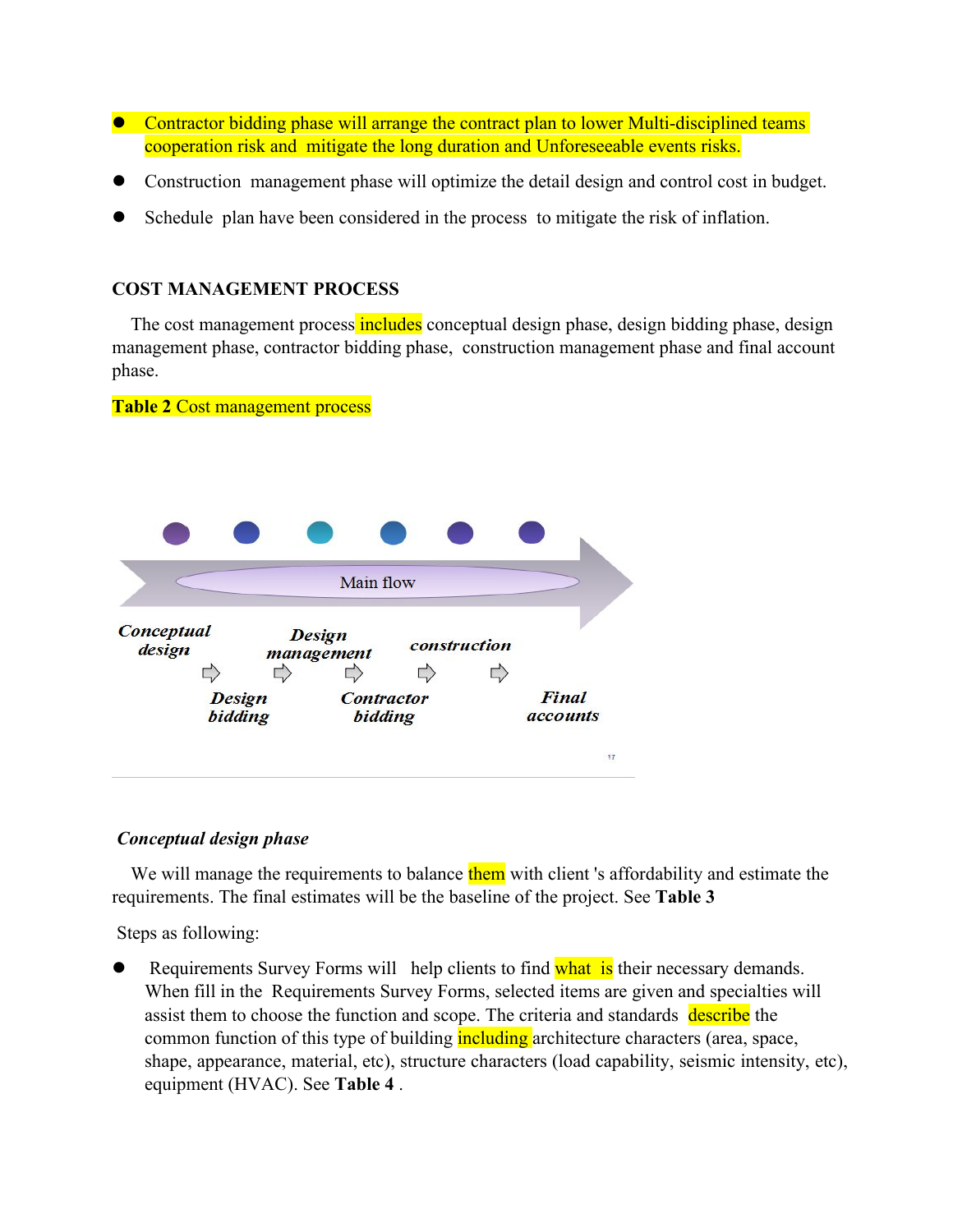- Contractor bidding phase will arrange the contract plan to lower Multi-disciplined teams cooperation risk and mitigate the long duration and Unforeseeable events risks.
- Construction management phase will optimize the detail design and control cost in budget.
- Schedule plan have been considered in the process to mitigate the risk of inflation.

**COST MANAGEMENT PROCESS**

The cost management process includes conceptual design phase, design bidding phase, design management phase, contractor bidding phase, construction management phase and final account phase.

**Table 2** Cost management process

Main flow

*Conceptual design* ⇨ *Design bidding* ⇨ *Design management* ⇨ *Contractor bidding* ⇨ *construction* ⇨ *Final accounts*

***Conceptual design phase***

We will manage the requirements to balance them with client 's affordability and estimate the requirements. The final estimates will be the baseline of the project. See **Table 3**

Steps as following:

- Requirements Survey Forms will help clients to find what is their necessary demands. When fill in the Requirements Survey Forms, selected items are given and specialties will assist them to choose the function and scope. The criteria and standards describe the common function of this type of building including architecture characters (area, space, shape, appearance, material, etc), structure characters (load capability, seismic intensity, etc), equipment (HVAC). See **Table 4** .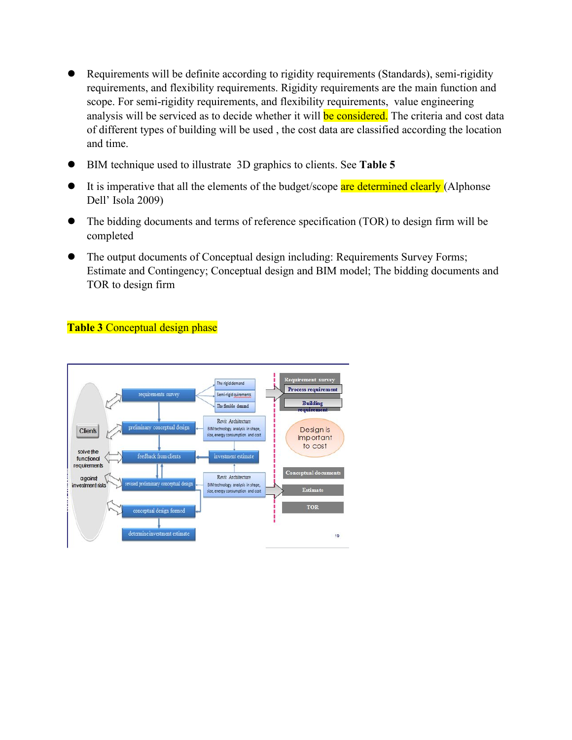- Requirements will be definite according to rigidity requirements (Standards), semi-rigidity requirements, and flexibility requirements. Rigidity requirements are the main function and scope. For semi-rigidity requirements, and flexibility requirements, value engineering analysis will be serviced as to decide whether it will be considered. The criteria and cost data of different types of building will be used , the cost data are classified according the location and time.
- BIM technique used to illustrate 3D graphics to clients. See **Table 5**
- It is imperative that all the elements of the budget/scope are determined clearly (Alphonse Dell' Isola 2009)
- The bidding documents and terms of reference specification (TOR) to design firm will be completed
- The output documents of Conceptual design including: Requirements Survey Forms; Estimate and Contingency; Conceptual design and BIM model; The bidding documents and TOR to design firm

**Table 3** Conceptual design phase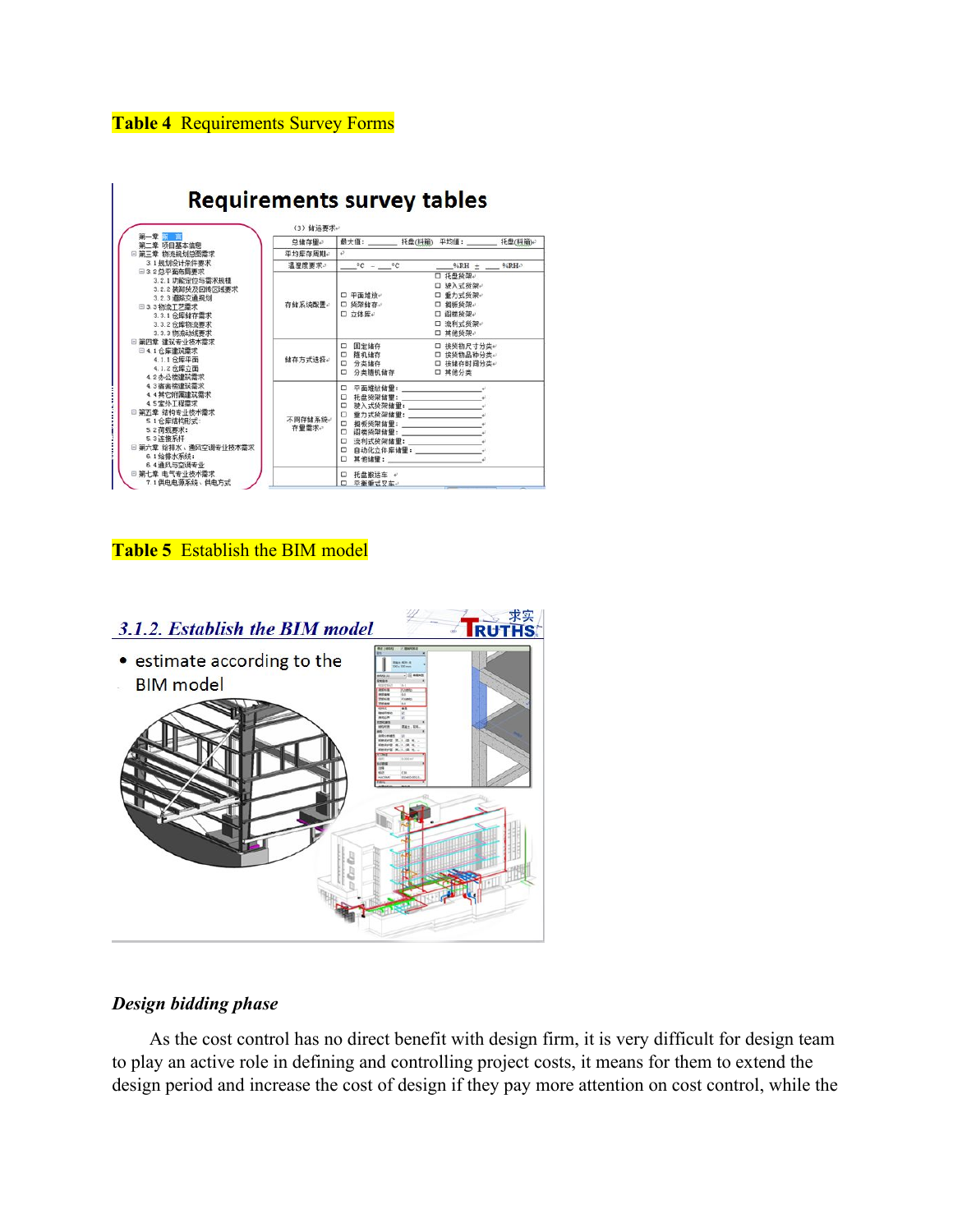**Table 4** Requirements Survey Forms

**Table 5** Establish the BIM model

***Design bidding phase***

As the cost control has no direct benefit with design firm, it is very difficult for design team to play an active role in defining and controlling project costs, it means for them to extend the design period and increase the cost of design if they pay more attention on cost control, while the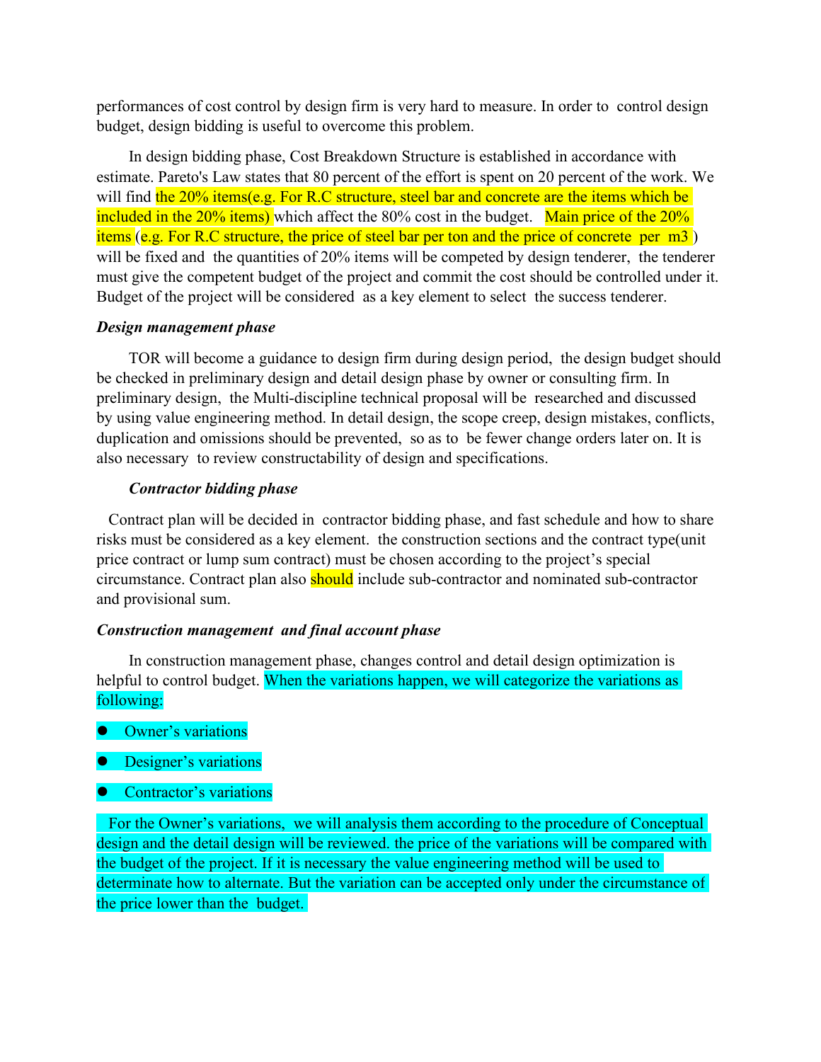performances of cost control by design firm is very hard to measure. In order to control design budget, design bidding is useful to overcome this problem.

In design bidding phase, Cost Breakdown Structure is established in accordance with estimate. Pareto's Law states that 80 percent of the effort is spent on 20 percent of the work. We will find the 20% items(e.g. For R.C structure, steel bar and concrete are the items which be included in the 20% items) which affect the 80% cost in the budget. Main price of the 20% items (e.g. For R.C structure, the price of steel bar per ton and the price of concrete per m3 ) will be fixed and the quantities of 20% items will be competed by design tenderer, the tenderer must give the competent budget of the project and commit the cost should be controlled under it. Budget of the project will be considered as a key element to select the success tenderer.

***Design management phase***

TOR will become a guidance to design firm during design period, the design budget should be checked in preliminary design and detail design phase by owner or consulting firm. In preliminary design, the Multi-discipline technical proposal will be researched and discussed by using value engineering method. In detail design, the scope creep, design mistakes, conflicts, duplication and omissions should be prevented, so as to be fewer change orders later on. It is also necessary to review constructability of design and specifications.

***Contractor bidding phase***

Contract plan will be decided in contractor bidding phase, and fast schedule and how to share risks must be considered as a key element. the construction sections and the contract type(unit price contract or lump sum contract) must be chosen according to the project's special circumstance. Contract plan also should include sub-contractor and nominated sub-contractor and provisional sum.

***Construction management and final account phase***

In construction management phase, changes control and detail design optimization is helpful to control budget. When the variations happen, we will categorize the variations as following:

- Owner's variations
- Designer's variations
- Contractor's variations

For the Owner's variations, we will analysis them according to the procedure of Conceptual design and the detail design will be reviewed. the price of the variations will be compared with the budget of the project. If it is necessary the value engineering method will be used to determinate how to alternate. But the variation can be accepted only under the circumstance of the price lower than the budget.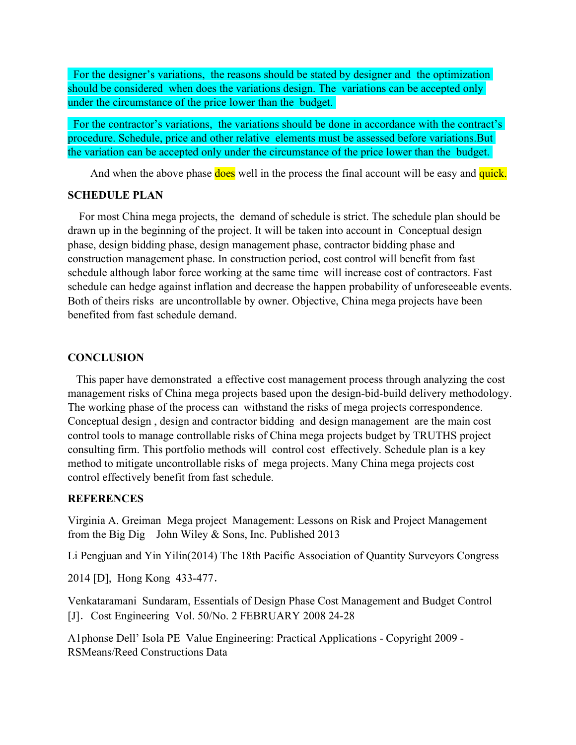For the designer's variations, the reasons should be stated by designer and the optimization should be considered when does the variations design. The variations can be accepted only under the circumstance of the price lower than the budget.

For the contractor's variations, the variations should be done in accordance with the contract's procedure. Schedule, price and other relative elements must be assessed before variations.But the variation can be accepted only under the circumstance of the price lower than the budget.

And when the above phase does well in the process the final account will be easy and quick.

**SCHEDULE PLAN**

For most China mega projects, the demand of schedule is strict. The schedule plan should be drawn up in the beginning of the project. It will be taken into account in Conceptual design phase, design bidding phase, design management phase, contractor bidding phase and construction management phase. In construction period, cost control will benefit from fast schedule although labor force working at the same time will increase cost of contractors. Fast schedule can hedge against inflation and decrease the happen probability of unforeseeable events. Both of theirs risks are uncontrollable by owner. Objective, China mega projects have been benefited from fast schedule demand.

**CONCLUSION**

This paper have demonstrated a effective cost management process through analyzing the cost management risks of China mega projects based upon the design-bid-build delivery methodology. The working phase of the process can withstand the risks of mega projects correspondence. Conceptual design , design and contractor bidding and design management are the main cost control tools to manage controllable risks of China mega projects budget by TRUTHS project consulting firm. This portfolio methods will control cost effectively. Schedule plan is a key method to mitigate uncontrollable risks of mega projects. Many China mega projects cost control effectively benefit from fast schedule.

**REFERENCES**

Virginia A. Greiman Mega project Management: Lessons on Risk and Project Management from the Big Dig John Wiley & Sons, Inc. Published 2013

Li Pengjuan and Yin Yilin(2014) The 18th Pacific Association of Quantity Surveyors Congress

2014 [D], Hong Kong 433-477.

Venkataramani Sundaram, Essentials of Design Phase Cost Management and Budget Control [J]. Cost Engineering Vol. 50/No. 2 FEBRUARY 2008 24-28

A1phonse Dell' Isola PE Value Engineering: Practical Applications - Copyright 2009 - RSMeans/Reed Constructions Data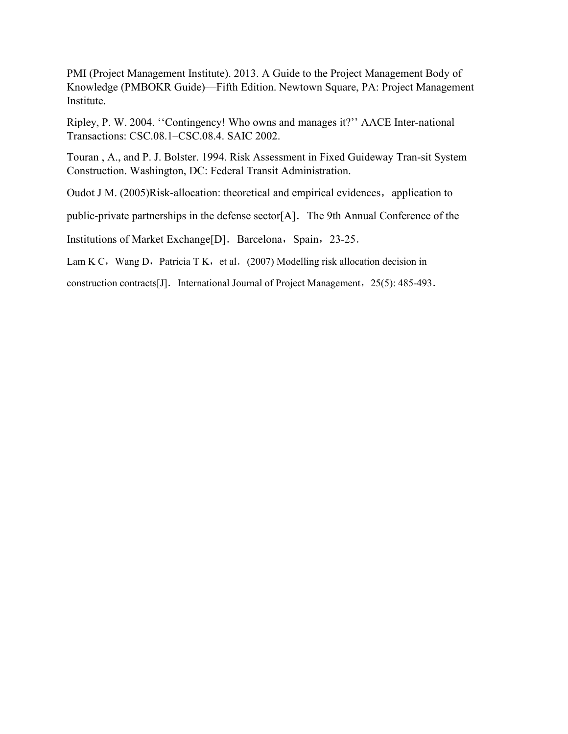PMI (Project Management Institute). 2013. A Guide to the Project Management Body of Knowledge (PMBOKR Guide)—Fifth Edition. Newtown Square, PA: Project Management Institute.

Ripley, P. W. 2004. ‘‘Contingency! Who owns and manages it?’’ AACE Inter-national Transactions: CSC.08.1–CSC.08.4. SAIC 2002.

Touran , A., and P. J. Bolster. 1994. Risk Assessment in Fixed Guideway Tran-sit System Construction. Washington, DC: Federal Transit Administration.

Oudot J M. (2005)Risk-allocation: theoretical and empirical evidences， application to public-private partnerships in the defense sector[A]．The 9th Annual Conference of the Institutions of Market Exchange[D]．Barcelona，Spain，23-25．

Lam K C，Wang D，Patricia T K，et al．(2007) Modelling risk allocation decision in construction contracts[J]．International Journal of Project Management，25(5): 485-493．